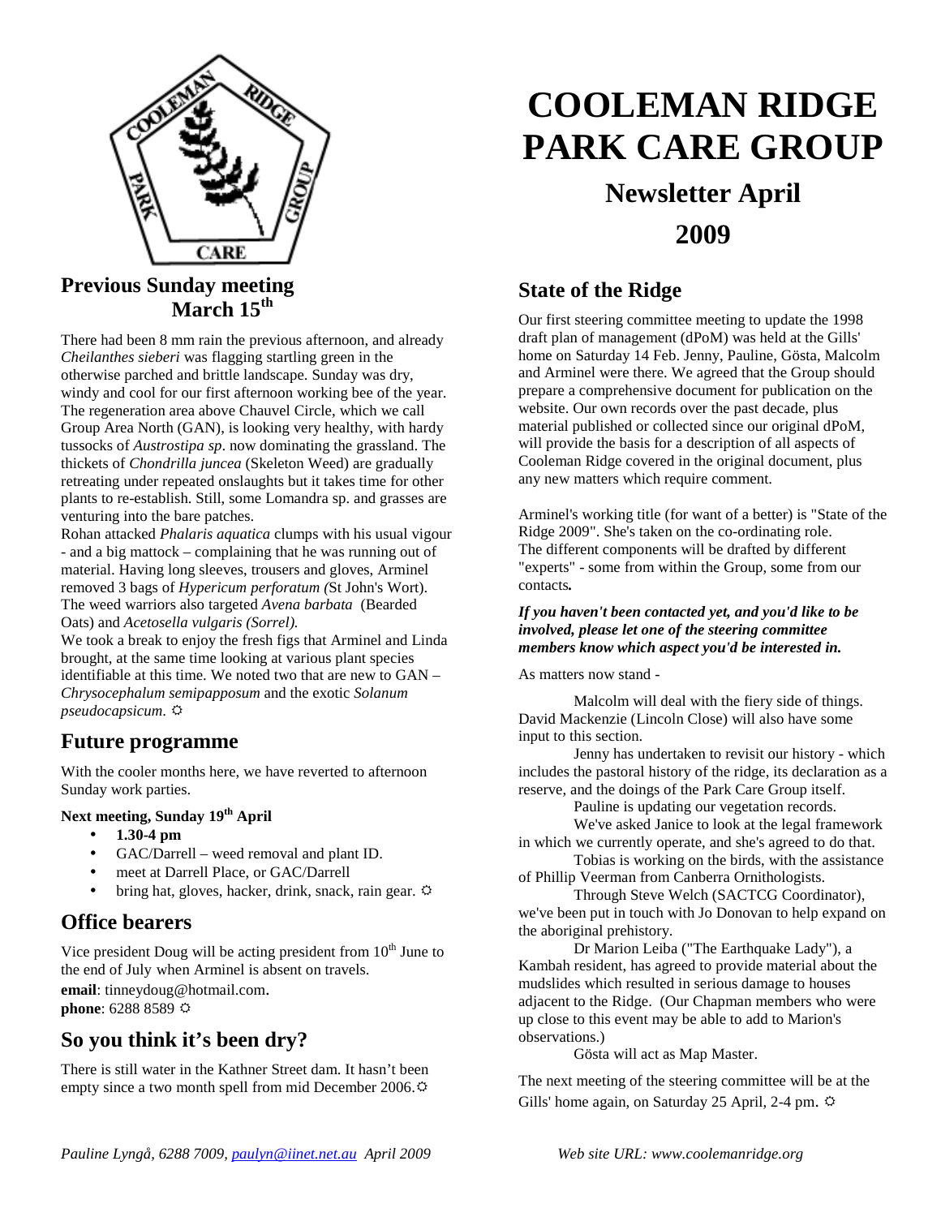# COOLEMAN RIDGE PARK CARE GROUP

## Newsletter April 2009

## Previous Sunday meeting March 15th

There had been 8 mm rain the previous afternoon, and already *Cheilanthes sieberi* was flagging startling green in the otherwise parched and brittle landscape. Sunday was dry, windy and cool for our first afternoon working bee of the year. The regeneration area above Chauvel Circle, which we call Group Area North (GAN), is looking very healthy, with hardy tussocks of *Austrostipa sp*. now dominating the grassland. The thickets of *Chondrilla juncea* (Skeleton Weed) are gradually retreating under repeated onslaughts but it takes time for other plants to re-establish. Still, some Lomandra sp. and grasses are venturing into the bare patches.

Rohan attacked *Phalaris aquatica* clumps with his usual vigour - and a big mattock – complaining that he was running out of material. Having long sleeves, trousers and gloves, Arminel removed 3 bags of *Hypericum perforatum (*St John's Wort). The weed warriors also targeted *Avena barbata* (Bearded Oats) and *Acetosella vulgaris (Sorrel).*

We took a break to enjoy the fresh figs that Arminel and Linda brought, at the same time looking at various plant species identifiable at this time. We noted two that are new to GAN – *Chrysocephalum semipapposum* and the exotic *Solanum pseudocapsicum*. ☼

## Future programme

With the cooler months here, we have reverted to afternoon Sunday work parties.

**Next meeting, Sunday 19th April**

- **1.30-4 pm**
- GAC/Darrell – weed removal and plant ID.
- meet at Darrell Place, or GAC/Darrell
- bring hat, gloves, hacker, drink, snack, rain gear. ☼

## Office bearers

Vice president Doug will be acting president from 10th June to the end of July when Arminel is absent on travels.

**email**: tinneydoug@hotmail.com.
**phone**: 6288 8589 ☼

## So you think it's been dry?

There is still water in the Kathner Street dam. It hasn't been empty since a two month spell from mid December 2006.☼

## State of the Ridge

Our first steering committee meeting to update the 1998 draft plan of management (dPoM) was held at the Gills' home on Saturday 14 Feb. Jenny, Pauline, Gösta, Malcolm and Arminel were there. We agreed that the Group should prepare a comprehensive document for publication on the website. Our own records over the past decade, plus material published or collected since our original dPoM, will provide the basis for a description of all aspects of Cooleman Ridge covered in the original document, plus any new matters which require comment.

Arminel's working title (for want of a better) is "State of the Ridge 2009". She's taken on the co-ordinating role. The different components will be drafted by different "experts" - some from within the Group, some from our contacts.

***If you haven't been contacted yet, and you'd like to be involved, please let one of the steering committee members know which aspect you'd be interested in.***

As matters now stand -

Malcolm will deal with the fiery side of things. David Mackenzie (Lincoln Close) will also have some input to this section.

Jenny has undertaken to revisit our history - which includes the pastoral history of the ridge, its declaration as a reserve, and the doings of the Park Care Group itself.

Pauline is updating our vegetation records.

We've asked Janice to look at the legal framework in which we currently operate, and she's agreed to do that.

Tobias is working on the birds, with the assistance of Phillip Veerman from Canberra Ornithologists.

Through Steve Welch (SACTCG Coordinator), we've been put in touch with Jo Donovan to help expand on the aboriginal prehistory.

Dr Marion Leiba ("The Earthquake Lady"), a Kambah resident, has agreed to provide material about the mudslides which resulted in serious damage to houses adjacent to the Ridge. (Our Chapman members who were up close to this event may be able to add to Marion's observations.)

Gösta will act as Map Master.

The next meeting of the steering committee will be at the Gills' home again, on Saturday 25 April, 2-4 pm. ☼

*Pauline Lyngå, 6288 7009, paulyn@iinet.net.au April 2009* *Web site URL: www.coolemanridge.org*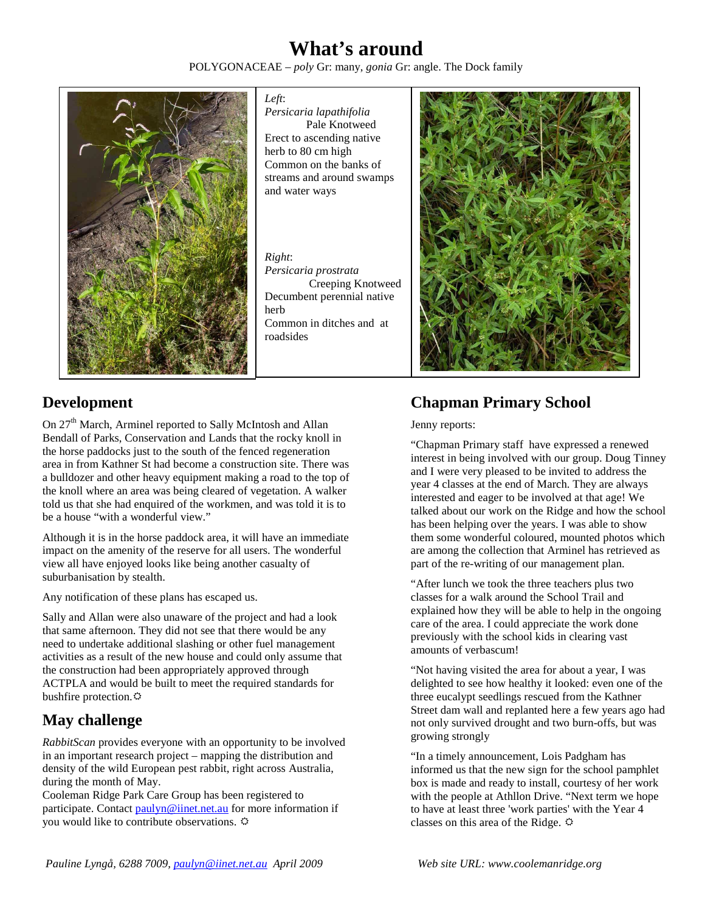# What's around

POLYGONACEAE – *poly* Gr: many, *gonia* Gr: angle. The Dock family

*Left*:
*Persicaria lapathifolia*
Pale Knotweed
Erect to ascending native herb to 80 cm high
Common on the banks of streams and around swamps and water ways

*Right*:
*Persicaria prostrata*
Creeping Knotweed
Decumbent perennial native herb
Common in ditches and at roadsides

## Development

On 27th March, Arminel reported to Sally McIntosh and Allan Bendall of Parks, Conservation and Lands that the rocky knoll in the horse paddocks just to the south of the fenced regeneration area in from Kathner St had become a construction site. There was a bulldozer and other heavy equipment making a road to the top of the knoll where an area was being cleared of vegetation. A walker told us that she had enquired of the workmen, and was told it is to be a house "with a wonderful view."

Although it is in the horse paddock area, it will have an immediate impact on the amenity of the reserve for all users. The wonderful view all have enjoyed looks like being another casualty of suburbanisation by stealth.

Any notification of these plans has escaped us.

Sally and Allan were also unaware of the project and had a look that same afternoon. They did not see that there would be any need to undertake additional slashing or other fuel management activities as a result of the new house and could only assume that the construction had been appropriately approved through ACTPLA and would be built to meet the required standards for bushfire protection. ☼

## May challenge

*RabbitScan* provides everyone with an opportunity to be involved in an important research project – mapping the distribution and density of the wild European pest rabbit, right across Australia, during the month of May.
Cooleman Ridge Park Care Group has been registered to participate. Contact paulyn@iinet.net.au for more information if you would like to contribute observations. ☼

## Chapman Primary School

Jenny reports:

"Chapman Primary staff have expressed a renewed interest in being involved with our group. Doug Tinney and I were very pleased to be invited to address the year 4 classes at the end of March. They are always interested and eager to be involved at that age! We talked about our work on the Ridge and how the school has been helping over the years. I was able to show them some wonderful coloured, mounted photos which are among the collection that Arminel has retrieved as part of the re-writing of our management plan.

"After lunch we took the three teachers plus two classes for a walk around the School Trail and explained how they will be able to help in the ongoing care of the area. I could appreciate the work done previously with the school kids in clearing vast amounts of verbascum!

"Not having visited the area for about a year, I was delighted to see how healthy it looked: even one of the three eucalypt seedlings rescued from the Kathner Street dam wall and replanted here a few years ago had not only survived drought and two burn-offs, but was growing strongly

"In a timely announcement, Lois Padgham has informed us that the new sign for the school pamphlet box is made and ready to install, courtesy of her work with the people at Athllon Drive. "Next term we hope to have at least three 'work parties' with the Year 4 classes on this area of the Ridge. ☼

*Pauline Lyngå, 6288 7009, paulyn@iinet.net.au April 2009*

*Web site URL: www.coolemanridge.org*